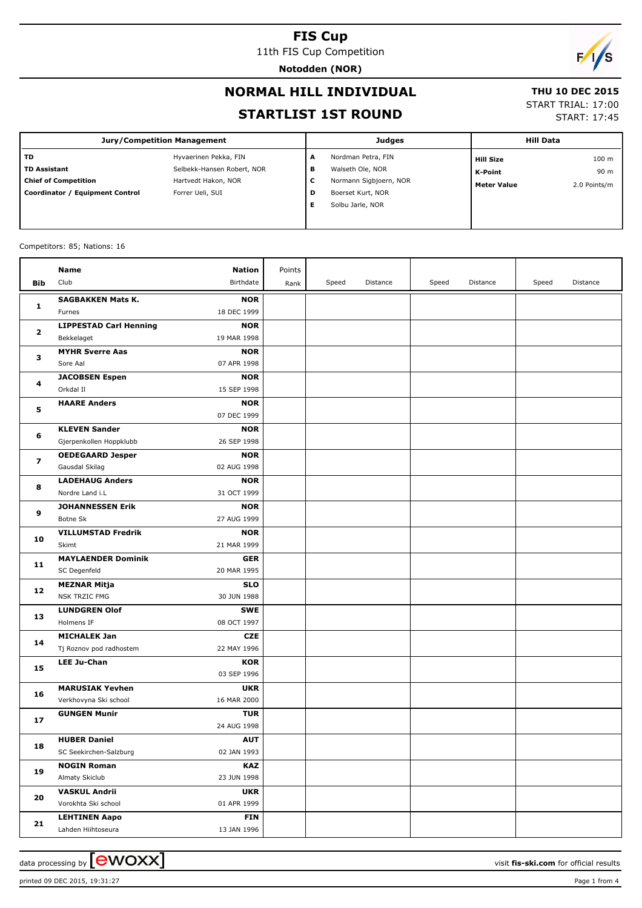# FIS Cup

11th FIS Cup Competition

**Notodden (NOR)**

## NORMAL HILL INDIVIDUAL

## STARTLIST 1ST ROUND

**THU 10 DEC 2015**

START TRIAL: 17:00

START: 17:45

| Jury/Competition Management | | Judges | | Hill Data | |
|---|---|---|---|---|---|
| **TD** | Hyvaerinen Pekka, FIN | **A** | Nordman Petra, FIN | **Hill Size** | 100 m |
| **TD Assistant** | Selbekk-Hansen Robert, NOR | **B** | Walseth Ole, NOR | **K-Point** | 90 m |
| **Chief of Competition** | Hartvedt Hakon, NOR | **C** | Normann Sigbjoern, NOR | **Meter Value** | 2.0 Points/m |
| **Coordinator / Equipment Control** | Forrer Ueli, SUI | **D** | Boerset Kurt, NOR | | |
| | | **E** | Solbu Jarle, NOR | | |

Competitors: 85; Nations: 16

| Bib | Name / Club | Nation / Birthdate | Points / Rank | Speed | Distance | Speed | Distance | Speed | Distance |
|---|---|---|---|---|---|---|---|---|---|
| **1** | **SAGBAKKEN Mats K.** / Furnes | **NOR** / 18 DEC 1999 | | | | | | | |
| **2** | **LIPPESTAD Carl Henning** / Bekkelaget | **NOR** / 19 MAR 1998 | | | | | | | |
| **3** | **MYHR Sverre Aas** / Sore Aal | **NOR** / 07 APR 1998 | | | | | | | |
| **4** | **JACOBSEN Espen** / Orkdal Il | **NOR** / 15 SEP 1998 | | | | | | | |
| **5** | **HAARE Anders** | **NOR** / 07 DEC 1999 | | | | | | | |
| **6** | **KLEVEN Sander** / Gjerpenkollen Hoppklubb | **NOR** / 26 SEP 1998 | | | | | | | |
| **7** | **OEDEGAARD Jesper** / Gausdal Skilag | **NOR** / 02 AUG 1998 | | | | | | | |
| **8** | **LADEHAUG Anders** / Nordre Land i.L | **NOR** / 31 OCT 1999 | | | | | | | |
| **9** | **JOHANNESSEN Erik** / Botne Sk | **NOR** / 27 AUG 1999 | | | | | | | |
| **10** | **VILLUMSTAD Fredrik** / Skimt | **NOR** / 21 MAR 1999 | | | | | | | |
| **11** | **MAYLAENDER Dominik** / SC Degenfeld | **GER** / 20 MAR 1995 | | | | | | | |
| **12** | **MEZNAR Mitja** / NSK TRZIC FMG | **SLO** / 30 JUN 1988 | | | | | | | |
| **13** | **LUNDGREN Olof** / Holmens IF | **SWE** / 08 OCT 1997 | | | | | | | |
| **14** | **MICHALEK Jan** / Tj Roznov pod radhostem | **CZE** / 22 MAY 1996 | | | | | | | |
| **15** | **LEE Ju-Chan** | **KOR** / 03 SEP 1996 | | | | | | | |
| **16** | **MARUSIAK Yevhen** / Verkhovyna Ski school | **UKR** / 16 MAR 2000 | | | | | | | |
| **17** | **GUNGEN Munir** | **TUR** / 24 AUG 1998 | | | | | | | |
| **18** | **HUBER Daniel** / SC Seekirchen-Salzburg | **AUT** / 02 JAN 1993 | | | | | | | |
| **19** | **NOGIN Roman** / Almaty Skiclub | **KAZ** / 23 JUN 1998 | | | | | | | |
| **20** | **VASKUL Andrii** / Vorokhta Ski school | **UKR** / 01 APR 1999 | | | | | | | |
| **21** | **LEHTINEN Aapo** / Lahden Hiihtoseura | **FIN** / 13 JAN 1996 | | | | | | | |

data processing by ewoxx — visit **fis-ski.com** for official results

printed 09 DEC 2015, 19:31:27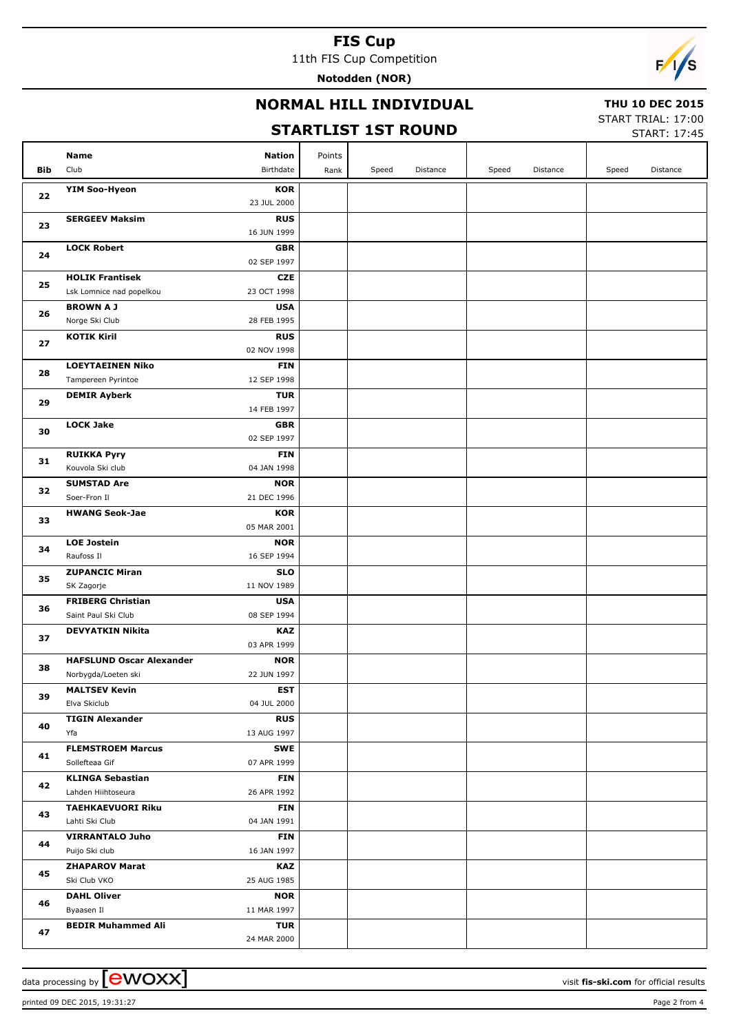# FIS Cup

11th FIS Cup Competition

**Notodden (NOR)**

## NORMAL HILL INDIVIDUAL

**THU 10 DEC 2015**

START TRIAL: 17:00

START: 17:45

## STARTLIST 1ST ROUND

| Bib | Name / Club | Nation / Birthdate | Points / Rank | Speed | Distance | Speed | Distance | Speed | Distance |
|---|---|---|---|---|---|---|---|---|---|
| 22 | **YIM Soo-Hyeon** | **KOR** 23 JUL 2000 | | | | | | | |
| 23 | **SERGEEV Maksim** | **RUS** 16 JUN 1999 | | | | | | | |
| 24 | **LOCK Robert** | **GBR** 02 SEP 1997 | | | | | | | |
| 25 | **HOLIK Frantisek** Lsk Lomnice nad popelkou | **CZE** 23 OCT 1998 | | | | | | | |
| 26 | **BROWN A J** Norge Ski Club | **USA** 28 FEB 1995 | | | | | | | |
| 27 | **KOTIK Kiril** | **RUS** 02 NOV 1998 | | | | | | | |
| 28 | **LOEYTAEINEN Niko** Tampereen Pyrintoe | **FIN** 12 SEP 1998 | | | | | | | |
| 29 | **DEMIR Ayberk** | **TUR** 14 FEB 1997 | | | | | | | |
| 30 | **LOCK Jake** | **GBR** 02 SEP 1997 | | | | | | | |
| 31 | **RUIKKA Pyry** Kouvola Ski club | **FIN** 04 JAN 1998 | | | | | | | |
| 32 | **SUMSTAD Are** Soer-Fron Il | **NOR** 21 DEC 1996 | | | | | | | |
| 33 | **HWANG Seok-Jae** | **KOR** 05 MAR 2001 | | | | | | | |
| 34 | **LOE Jostein** Raufoss Il | **NOR** 16 SEP 1994 | | | | | | | |
| 35 | **ZUPANCIC Miran** SK Zagorje | **SLO** 11 NOV 1989 | | | | | | | |
| 36 | **FRIBERG Christian** Saint Paul Ski Club | **USA** 08 SEP 1994 | | | | | | | |
| 37 | **DEVYATKIN Nikita** | **KAZ** 03 APR 1999 | | | | | | | |
| 38 | **HAFSLUND Oscar Alexander** Norbygda/Loeten ski | **NOR** 22 JUN 1997 | | | | | | | |
| 39 | **MALTSEV Kevin** Elva Skiclub | **EST** 04 JUL 2000 | | | | | | | |
| 40 | **TIGIN Alexander** Yfa | **RUS** 13 AUG 1997 | | | | | | | |
| 41 | **FLEMSTROEM Marcus** Sollefteaa Gif | **SWE** 07 APR 1999 | | | | | | | |
| 42 | **KLINGA Sebastian** Lahden Hiihtoseura | **FIN** 26 APR 1992 | | | | | | | |
| 43 | **TAEHKAEVUORI Riku** Lahti Ski Club | **FIN** 04 JAN 1991 | | | | | | | |
| 44 | **VIRRANTALO Juho** Puijo Ski club | **FIN** 16 JAN 1997 | | | | | | | |
| 45 | **ZHAPAROV Marat** Ski Club VKO | **KAZ** 25 AUG 1985 | | | | | | | |
| 46 | **DAHL Oliver** Byaasen Il | **NOR** 11 MAR 1997 | | | | | | | |
| 47 | **BEDIR Muhammed Ali** | **TUR** 24 MAR 2000 | | | | | | | |

data processing by ewoxx — visit **fis-ski.com** for official results

printed 09 DEC 2015, 19:31:27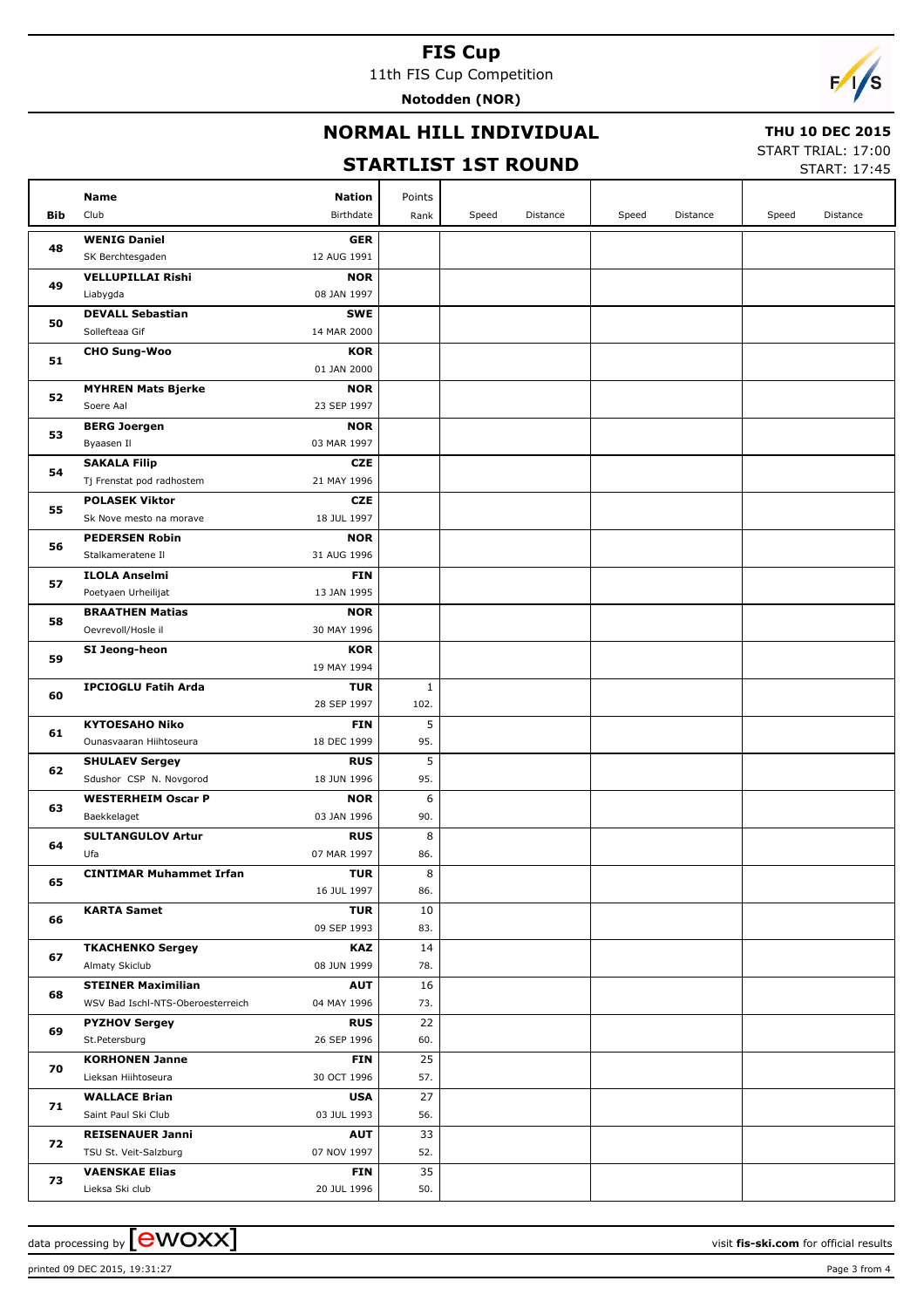# FIS Cup

11th FIS Cup Competition

**Notodden (NOR)**

## NORMAL HILL INDIVIDUAL

**THU 10 DEC 2015**

## STARTLIST 1ST ROUND

START TRIAL: 17:00

START: 17:45

| Bib | Name<br>Club | Nation<br>Birthdate | Points<br>Rank | Speed | Distance | Speed | Distance | Speed | Distance |
|---|---|---|---|---|---|---|---|---|---|
| 48 | **WENIG Daniel**<br>SK Berchtesgaden | **GER**<br>12 AUG 1991 | | | | | | | |
| 49 | **VELLUPILLAI Rishi**<br>Liabygda | **NOR**<br>08 JAN 1997 | | | | | | | |
| 50 | **DEVALL Sebastian**<br>Sollefteaa Gif | **SWE**<br>14 MAR 2000 | | | | | | | |
| 51 | **CHO Sung-Woo** | **KOR**<br>01 JAN 2000 | | | | | | | |
| 52 | **MYHREN Mats Bjerke**<br>Soere Aal | **NOR**<br>23 SEP 1997 | | | | | | | |
| 53 | **BERG Joergen**<br>Byaasen Il | **NOR**<br>03 MAR 1997 | | | | | | | |
| 54 | **SAKALA Filip**<br>Tj Frenstat pod radhostem | **CZE**<br>21 MAY 1996 | | | | | | | |
| 55 | **POLASEK Viktor**<br>Sk Nove mesto na morave | **CZE**<br>18 JUL 1997 | | | | | | | |
| 56 | **PEDERSEN Robin**<br>Stalkameratene Il | **NOR**<br>31 AUG 1996 | | | | | | | |
| 57 | **ILOLA Anselmi**<br>Poetyaen Urheilijat | **FIN**<br>13 JAN 1995 | | | | | | | |
| 58 | **BRAATHEN Matias**<br>Oevrevoll/Hosle il | **NOR**<br>30 MAY 1996 | | | | | | | |
| 59 | **SI Jeong-heon** | **KOR**<br>19 MAY 1994 | | | | | | | |
| 60 | **IPCIOGLU Fatih Arda** | **TUR**<br>28 SEP 1997 | 1<br>102. | | | | | | |
| 61 | **KYTOESAHO Niko**<br>Ounasvaaran Hiihtoseura | **FIN**<br>18 DEC 1999 | 5<br>95. | | | | | | |
| 62 | **SHULAEV Sergey**<br>Sdushor CSP N. Novgorod | **RUS**<br>18 JUN 1996 | 5<br>95. | | | | | | |
| 63 | **WESTERHEIM Oscar P**<br>Baekkelaget | **NOR**<br>03 JAN 1996 | 6<br>90. | | | | | | |
| 64 | **SULTANGULOV Artur**<br>Ufa | **RUS**<br>07 MAR 1997 | 8<br>86. | | | | | | |
| 65 | **CINTIMAR Muhammet Irfan** | **TUR**<br>16 JUL 1997 | 8<br>86. | | | | | | |
| 66 | **KARTA Samet** | **TUR**<br>09 SEP 1993 | 10<br>83. | | | | | | |
| 67 | **TKACHENKO Sergey**<br>Almaty Skiclub | **KAZ**<br>08 JUN 1999 | 14<br>78. | | | | | | |
| 68 | **STEINER Maximilian**<br>WSV Bad Ischl-NTS-Oberoesterreich | **AUT**<br>04 MAY 1996 | 16<br>73. | | | | | | |
| 69 | **PYZHOV Sergey**<br>St.Petersburg | **RUS**<br>26 SEP 1996 | 22<br>60. | | | | | | |
| 70 | **KORHONEN Janne**<br>Lieksan Hiihtoseura | **FIN**<br>30 OCT 1996 | 25<br>57. | | | | | | |
| 71 | **WALLACE Brian**<br>Saint Paul Ski Club | **USA**<br>03 JUL 1993 | 27<br>56. | | | | | | |
| 72 | **REISENAUER Janni**<br>TSU St. Veit-Salzburg | **AUT**<br>07 NOV 1997 | 33<br>52. | | | | | | |
| 73 | **VAENSKAE Elias**<br>Lieksa Ski club | **FIN**<br>20 JUL 1996 | 35<br>50. | | | | | | |

data processing by ewoxx — visit **fis-ski.com** for official results

printed 09 DEC 2015, 19:31:27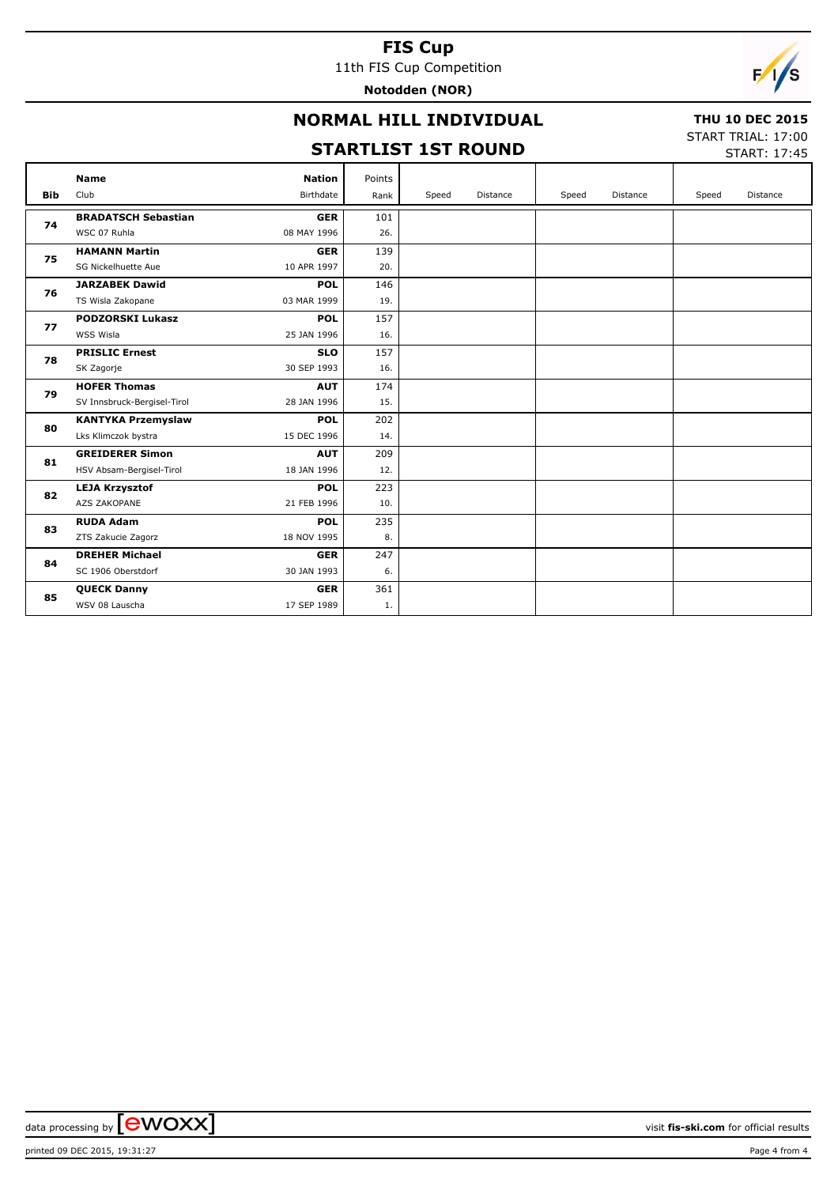# FIS Cup

11th FIS Cup Competition

**Notodden (NOR)**

## NORMAL HILL INDIVIDUAL

**THU 10 DEC 2015**

START TRIAL: 17:00

START: 17:45

## STARTLIST 1ST ROUND

| Bib | Name / Club | Nation / Birthdate | Points / Rank | Speed | Distance | Speed | Distance | Speed | Distance |
|---|---|---|---|---|---|---|---|---|---|
| 74 | **BRADATSCH Sebastian** WSC 07 Ruhla | **GER** 08 MAY 1996 | 101 26. | | | | | | |
| 75 | **HAMANN Martin** SG Nickelhuette Aue | **GER** 10 APR 1997 | 139 20. | | | | | | |
| 76 | **JARZABEK Dawid** TS Wisla Zakopane | **POL** 03 MAR 1999 | 146 19. | | | | | | |
| 77 | **PODZORSKI Lukasz** WSS Wisla | **POL** 25 JAN 1996 | 157 16. | | | | | | |
| 78 | **PRISLIC Ernest** SK Zagorje | **SLO** 30 SEP 1993 | 157 16. | | | | | | |
| 79 | **HOFER Thomas** SV Innsbruck-Bergisel-Tirol | **AUT** 28 JAN 1996 | 174 15. | | | | | | |
| 80 | **KANTYKA Przemyslaw** Lks Klimczok bystra | **POL** 15 DEC 1996 | 202 14. | | | | | | |
| 81 | **GREIDERER Simon** HSV Absam-Bergisel-Tirol | **AUT** 18 JAN 1996 | 209 12. | | | | | | |
| 82 | **LEJA Krzysztof** AZS ZAKOPANE | **POL** 21 FEB 1996 | 223 10. | | | | | | |
| 83 | **RUDA Adam** ZTS Zakucie Zagorz | **POL** 18 NOV 1995 | 235 8. | | | | | | |
| 84 | **DREHER Michael** SC 1906 Oberstdorf | **GER** 30 JAN 1993 | 247 6. | | | | | | |
| 85 | **QUECK Danny** WSV 08 Lauscha | **GER** 17 SEP 1989 | 361 1. | | | | | | |

data processing by ewoxx — visit **fis-ski.com** for official results

printed 09 DEC 2015, 19:31:27